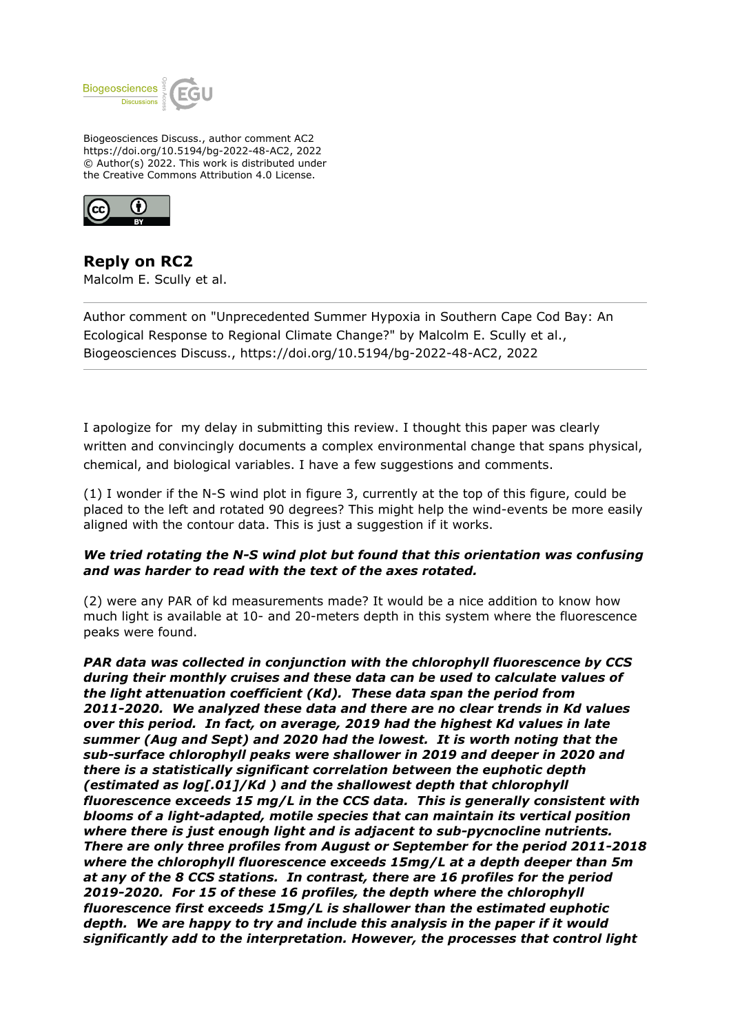Biogeosciences Discuss., author comment AC2
https://doi.org/10.5194/bg-2022-48-AC2, 2022
© Author(s) 2022. This work is distributed under
the Creative Commons Attribution 4.0 License.

## Reply on RC2

Malcolm E. Scully et al.

Author comment on "Unprecedented Summer Hypoxia in Southern Cape Cod Bay: An Ecological Response to Regional Climate Change?" by Malcolm E. Scully et al., Biogeosciences Discuss., https://doi.org/10.5194/bg-2022-48-AC2, 2022

---

I apologize for my delay in submitting this review. I thought this paper was clearly written and convincingly documents a complex environmental change that spans physical, chemical, and biological variables. I have a few suggestions and comments.

(1) I wonder if the N-S wind plot in figure 3, currently at the top of this figure, could be placed to the left and rotated 90 degrees? This might help the wind-events be more easily aligned with the contour data. This is just a suggestion if it works.

***We tried rotating the N-S wind plot but found that this orientation was confusing and was harder to read with the text of the axes rotated.***

(2) were any PAR of kd measurements made? It would be a nice addition to know how much light is available at 10- and 20-meters depth in this system where the fluorescence peaks were found.

***PAR data was collected in conjunction with the chlorophyll fluorescence by CCS during their monthly cruises and these data can be used to calculate values of the light attenuation coefficient (Kd). These data span the period from 2011-2020. We analyzed these data and there are no clear trends in Kd values over this period. In fact, on average, 2019 had the highest Kd values in late summer (Aug and Sept) and 2020 had the lowest. It is worth noting that the sub-surface chlorophyll peaks were shallower in 2019 and deeper in 2020 and there is a statistically significant correlation between the euphotic depth (estimated as log[.01]/Kd ) and the shallowest depth that chlorophyll fluorescence exceeds 15 mg/L in the CCS data. This is generally consistent with blooms of a light-adapted, motile species that can maintain its vertical position where there is just enough light and is adjacent to sub-pycnocline nutrients. There are only three profiles from August or September for the period 2011-2018 where the chlorophyll fluorescence exceeds 15mg/L at a depth deeper than 5m at any of the 8 CCS stations. In contrast, there are 16 profiles for the period 2019-2020. For 15 of these 16 profiles, the depth where the chlorophyll fluorescence first exceeds 15mg/L is shallower than the estimated euphotic depth. We are happy to try and include this analysis in the paper if it would significantly add to the interpretation. However, the processes that control light***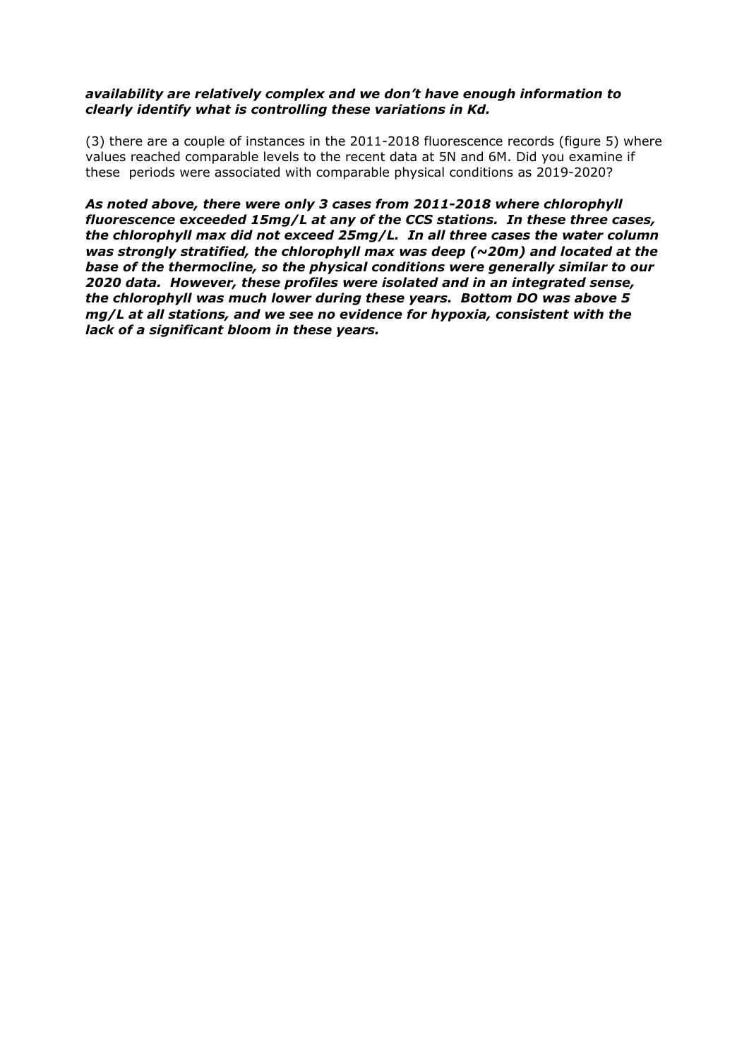***availability are relatively complex and we don't have enough information to clearly identify what is controlling these variations in Kd.***

(3) there are a couple of instances in the 2011-2018 fluorescence records (figure 5) where values reached comparable levels to the recent data at 5N and 6M. Did you examine if these periods were associated with comparable physical conditions as 2019-2020?

***As noted above, there were only 3 cases from 2011-2018 where chlorophyll fluorescence exceeded 15mg/L at any of the CCS stations. In these three cases, the chlorophyll max did not exceed 25mg/L. In all three cases the water column was strongly stratified, the chlorophyll max was deep (~20m) and located at the base of the thermocline, so the physical conditions were generally similar to our 2020 data. However, these profiles were isolated and in an integrated sense, the chlorophyll was much lower during these years. Bottom DO was above 5 mg/L at all stations, and we see no evidence for hypoxia, consistent with the lack of a significant bloom in these years.***